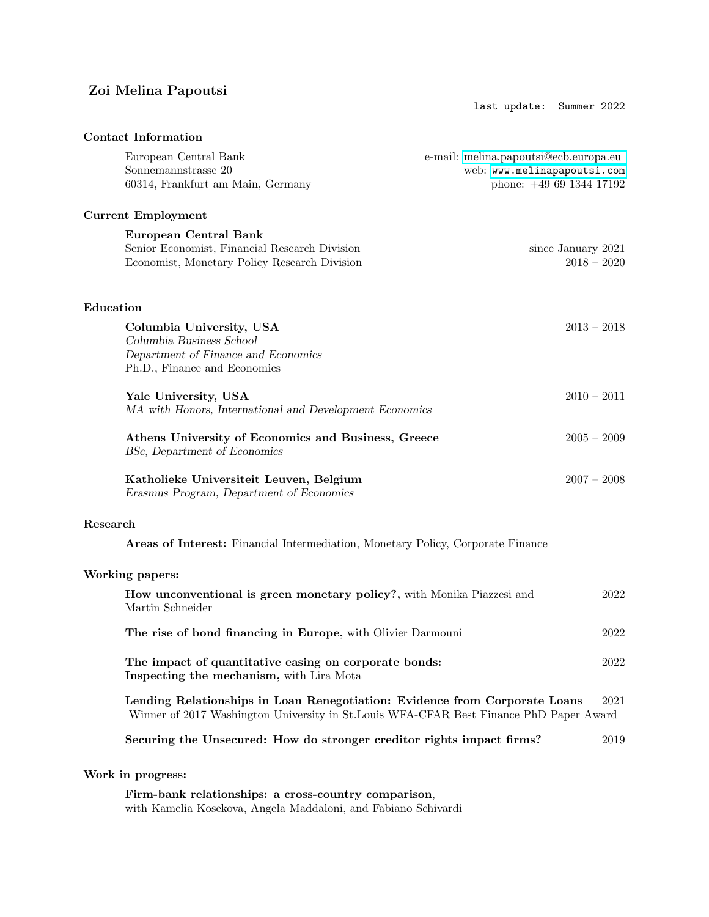# Zoi Melina Papoutsi

last update: Summer 2022

## Contact Information

European Central Bank
Sonnemannstrasse 20
60314, Frankfurt am Main, Germany

e-mail: melina.papoutsi@ecb.europa.eu
web: www.melinapapoutsi.com
phone: +49 69 1344 17192

## Current Employment

**European Central Bank**
Senior Economist, Financial Research Division — since January 2021
Economist, Monetary Policy Research Division — 2018 – 2020

## Education

**Columbia University, USA** — 2013 – 2018
*Columbia Business School*
*Department of Finance and Economics*
Ph.D., Finance and Economics

**Yale University, USA** — 2010 – 2011
*MA with Honors, International and Development Economics*

**Athens University of Economics and Business, Greece** — 2005 – 2009
*BSc, Department of Economics*

**Katholieke Universiteit Leuven, Belgium** — 2007 – 2008
*Erasmus Program, Department of Economics*

## Research

**Areas of Interest:** Financial Intermediation, Monetary Policy, Corporate Finance

## Working papers:

**How unconventional is green monetary policy?,** with Monika Piazzesi and Martin Schneider — 2022

**The rise of bond financing in Europe,** with Olivier Darmouni — 2022

**The impact of quantitative easing on corporate bonds: Inspecting the mechanism,** with Lira Mota — 2022

**Lending Relationships in Loan Renegotiation: Evidence from Corporate Loans** — 2021
Winner of 2017 Washington University in St.Louis WFA-CFAR Best Finance PhD Paper Award

**Securing the Unsecured: How do stronger creditor rights impact firms?** — 2019

## Work in progress:

**Firm-bank relationships: a cross-country comparison**,
with Kamelia Kosekova, Angela Maddaloni, and Fabiano Schivardi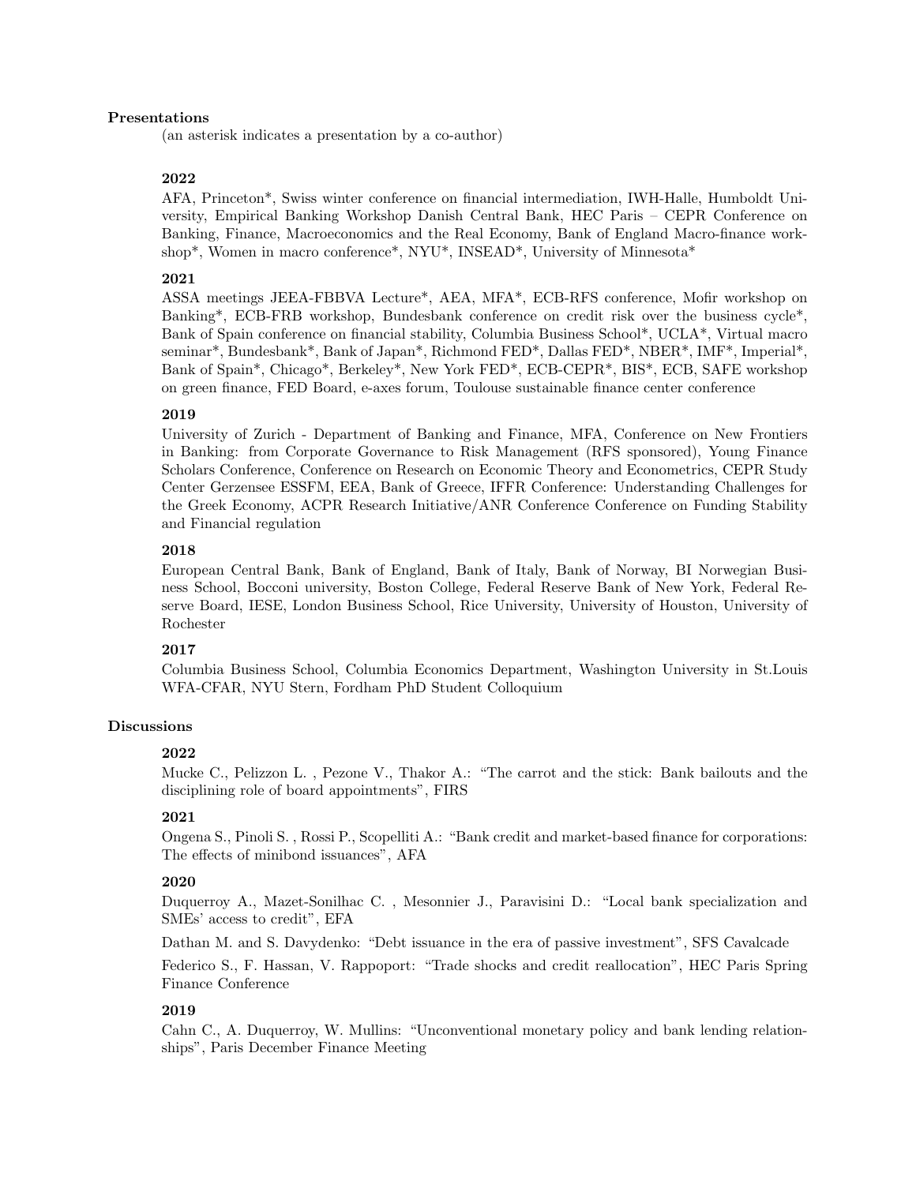## Presentations

(an asterisk indicates a presentation by a co-author)

### 2022

AFA, Princeton*, Swiss winter conference on financial intermediation, IWH-Halle, Humboldt University, Empirical Banking Workshop Danish Central Bank, HEC Paris – CEPR Conference on Banking, Finance, Macroeconomics and the Real Economy, Bank of England Macro-finance workshop*, Women in macro conference*, NYU*, INSEAD*, University of Minnesota*

### 2021

ASSA meetings JEEA-FBBVA Lecture*, AEA, MFA*, ECB-RFS conference, Mofir workshop on Banking*, ECB-FRB workshop, Bundesbank conference on credit risk over the business cycle*, Bank of Spain conference on financial stability, Columbia Business School*, UCLA*, Virtual macro seminar*, Bundesbank*, Bank of Japan*, Richmond FED*, Dallas FED*, NBER*, IMF*, Imperial*, Bank of Spain*, Chicago*, Berkeley*, New York FED*, ECB-CEPR*, BIS*, ECB, SAFE workshop on green finance, FED Board, e-axes forum, Toulouse sustainable finance center conference

### 2019

University of Zurich - Department of Banking and Finance, MFA, Conference on New Frontiers in Banking: from Corporate Governance to Risk Management (RFS sponsored), Young Finance Scholars Conference, Conference on Research on Economic Theory and Econometrics, CEPR Study Center Gerzensee ESSFM, EEA, Bank of Greece, IFFR Conference: Understanding Challenges for the Greek Economy, ACPR Research Initiative/ANR Conference Conference on Funding Stability and Financial regulation

### 2018

European Central Bank, Bank of England, Bank of Italy, Bank of Norway, BI Norwegian Business School, Bocconi university, Boston College, Federal Reserve Bank of New York, Federal Reserve Board, IESE, London Business School, Rice University, University of Houston, University of Rochester

### 2017

Columbia Business School, Columbia Economics Department, Washington University in St.Louis WFA-CFAR, NYU Stern, Fordham PhD Student Colloquium

## Discussions

### 2022

Mucke C., Pelizzon L. , Pezone V., Thakor A.: "The carrot and the stick: Bank bailouts and the disciplining role of board appointments", FIRS

### 2021

Ongena S., Pinoli S. , Rossi P., Scopelliti A.: "Bank credit and market-based finance for corporations: The effects of minibond issuances", AFA

### 2020

Duquerroy A., Mazet-Sonilhac C. , Mesonnier J., Paravisini D.: "Local bank specialization and SMEs' access to credit", EFA

Dathan M. and S. Davydenko: "Debt issuance in the era of passive investment", SFS Cavalcade

Federico S., F. Hassan, V. Rappoport: "Trade shocks and credit reallocation", HEC Paris Spring Finance Conference

### 2019

Cahn C., A. Duquerroy, W. Mullins: "Unconventional monetary policy and bank lending relationships", Paris December Finance Meeting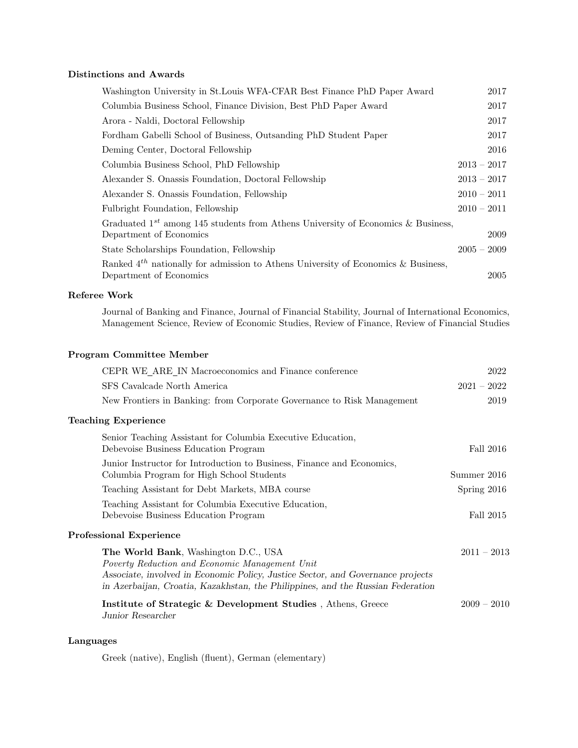### Distinctions and Awards

| | |
|---|---|
| Washington University in St.Louis WFA-CFAR Best Finance PhD Paper Award | 2017 |
| Columbia Business School, Finance Division, Best PhD Paper Award | 2017 |
| Arora - Naldi, Doctoral Fellowship | 2017 |
| Fordham Gabelli School of Business, Outsanding PhD Student Paper | 2017 |
| Deming Center, Doctoral Fellowship | 2016 |
| Columbia Business School, PhD Fellowship | 2013 – 2017 |
| Alexander S. Onassis Foundation, Doctoral Fellowship | 2013 – 2017 |
| Alexander S. Onassis Foundation, Fellowship | 2010 – 2011 |
| Fulbright Foundation, Fellowship | 2010 – 2011 |
| Graduated $1^{st}$ among 145 students from Athens University of Economics & Business, Department of Economics | 2009 |
| State Scholarships Foundation, Fellowship | 2005 – 2009 |
| Ranked $4^{th}$ nationally for admission to Athens University of Economics & Business, Department of Economics | 2005 |

### Referee Work

Journal of Banking and Finance, Journal of Financial Stability, Journal of International Economics, Management Science, Review of Economic Studies, Review of Finance, Review of Financial Studies

### Program Committee Member

| | |
|---|---|
| CEPR WE_ARE_IN Macroeconomics and Finance conference | 2022 |
| SFS Cavalcade North America | 2021 – 2022 |
| New Frontiers in Banking: from Corporate Governance to Risk Management | 2019 |

### Teaching Experience

| | |
|---|---|
| Senior Teaching Assistant for Columbia Executive Education, Debevoise Business Education Program | Fall 2016 |
| Junior Instructor for Introduction to Business, Finance and Economics, Columbia Program for High School Students | Summer 2016 |
| Teaching Assistant for Debt Markets, MBA course | Spring 2016 |
| Teaching Assistant for Columbia Executive Education, Debevoise Business Education Program | Fall 2015 |

### Professional Experience

**The World Bank**, Washington D.C., USA — 2011 – 2013
*Poverty Reduction and Economic Management Unit*
*Associate, involved in Economic Policy, Justice Sector, and Governance projects in Azerbaijan, Croatia, Kazakhstan, the Philippines, and the Russian Federation*

**Institute of Strategic & Development Studies** , Athens, Greece — 2009 – 2010
*Junior Researcher*

### Languages

Greek (native), English (fluent), German (elementary)